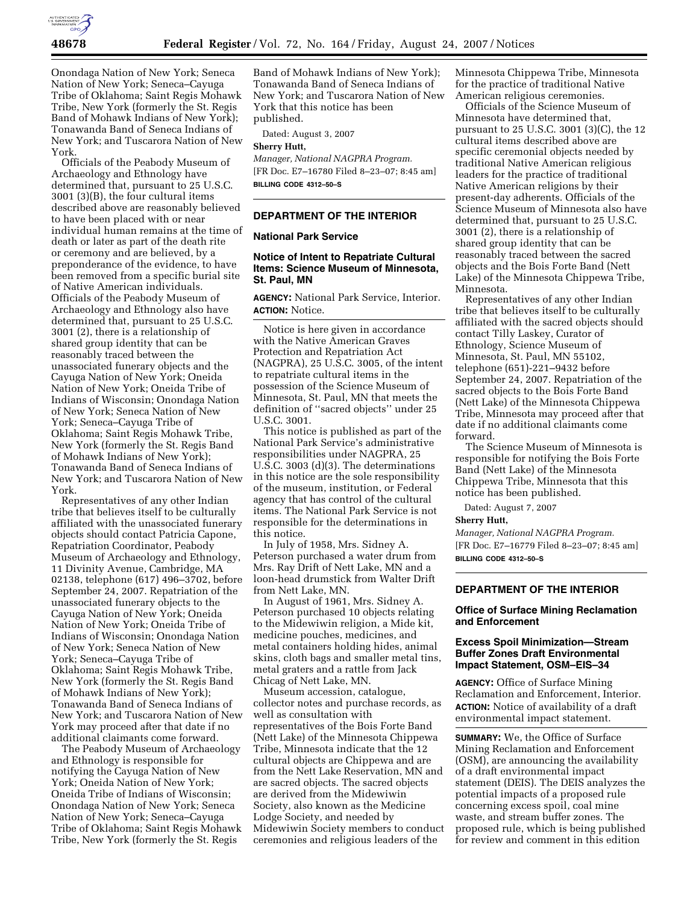Onondaga Nation of New York; Seneca Nation of New York; Seneca–Cayuga Tribe of Oklahoma; Saint Regis Mohawk Tribe, New York (formerly the St. Regis Band of Mohawk Indians of New York); Tonawanda Band of Seneca Indians of New York; and Tuscarora Nation of New York.

Officials of the Peabody Museum of Archaeology and Ethnology have determined that, pursuant to 25 U.S.C. 3001 (3)(B), the four cultural items described above are reasonably believed to have been placed with or near individual human remains at the time of death or later as part of the death rite or ceremony and are believed, by a preponderance of the evidence, to have been removed from a specific burial site of Native American individuals. Officials of the Peabody Museum of Archaeology and Ethnology also have determined that, pursuant to 25 U.S.C. 3001 (2), there is a relationship of shared group identity that can be reasonably traced between the unassociated funerary objects and the Cayuga Nation of New York; Oneida Nation of New York; Oneida Tribe of Indians of Wisconsin; Onondaga Nation of New York; Seneca Nation of New York; Seneca–Cayuga Tribe of Oklahoma; Saint Regis Mohawk Tribe, New York (formerly the St. Regis Band of Mohawk Indians of New York); Tonawanda Band of Seneca Indians of New York; and Tuscarora Nation of New York.

Representatives of any other Indian tribe that believes itself to be culturally affiliated with the unassociated funerary objects should contact Patricia Capone, Repatriation Coordinator, Peabody Museum of Archaeology and Ethnology, 11 Divinity Avenue, Cambridge, MA 02138, telephone (617) 496–3702, before September 24, 2007. Repatriation of the unassociated funerary objects to the Cayuga Nation of New York; Oneida Nation of New York; Oneida Tribe of Indians of Wisconsin; Onondaga Nation of New York; Seneca Nation of New York; Seneca–Cayuga Tribe of Oklahoma; Saint Regis Mohawk Tribe, New York (formerly the St. Regis Band of Mohawk Indians of New York); Tonawanda Band of Seneca Indians of New York; and Tuscarora Nation of New York may proceed after that date if no additional claimants come forward.

The Peabody Museum of Archaeology and Ethnology is responsible for notifying the Cayuga Nation of New York; Oneida Nation of New York; Oneida Tribe of Indians of Wisconsin; Onondaga Nation of New York; Seneca Nation of New York; Seneca–Cayuga Tribe of Oklahoma; Saint Regis Mohawk Tribe, New York (formerly the St. Regis Band of Mohawk Indians of New York); Tonawanda Band of Seneca Indians of New York; and Tuscarora Nation of New York that this notice has been published.

Dated: August 3, 2007

**Sherry Hutt,**

*Manager, National NAGPRA Program.*

[FR Doc. E7–16780 Filed 8–23–07; 8:45 am]

**BILLING CODE 4312–50–S**

---

## DEPARTMENT OF THE INTERIOR

### National Park Service

### Notice of Intent to Repatriate Cultural Items: Science Museum of Minnesota, St. Paul, MN

**AGENCY:** National Park Service, Interior.

**ACTION:** Notice.

Notice is here given in accordance with the Native American Graves Protection and Repatriation Act (NAGPRA), 25 U.S.C. 3005, of the intent to repatriate cultural items in the possession of the Science Museum of Minnesota, St. Paul, MN that meets the definition of ''sacred objects'' under 25 U.S.C. 3001.

This notice is published as part of the National Park Service's administrative responsibilities under NAGPRA, 25 U.S.C. 3003 (d)(3). The determinations in this notice are the sole responsibility of the museum, institution, or Federal agency that has control of the cultural items. The National Park Service is not responsible for the determinations in this notice.

In July of 1958, Mrs. Sidney A. Peterson purchased a water drum from Mrs. Ray Drift of Nett Lake, MN and a loon-head drumstick from Walter Drift from Nett Lake, MN.

In August of 1961, Mrs. Sidney A. Peterson purchased 10 objects relating to the Midewiwin religion, a Mide kit, medicine pouches, medicines, and metal containers holding hides, animal skins, cloth bags and smaller metal tins, metal graters and a rattle from Jack Chicag of Nett Lake, MN.

Museum accession, catalogue, collector notes and purchase records, as well as consultation with representatives of the Bois Forte Band (Nett Lake) of the Minnesota Chippewa Tribe, Minnesota indicate that the 12 cultural objects are Chippewa and are from the Nett Lake Reservation, MN and are sacred objects. The sacred objects are derived from the Midewiwin Society, also known as the Medicine Lodge Society, and needed by Midewiwin Society members to conduct ceremonies and religious leaders of the Minnesota Chippewa Tribe, Minnesota for the practice of traditional Native American religious ceremonies.

Officials of the Science Museum of Minnesota have determined that, pursuant to 25 U.S.C. 3001 (3)(C), the 12 cultural items described above are specific ceremonial objects needed by traditional Native American religious leaders for the practice of traditional Native American religions by their present-day adherents. Officials of the Science Museum of Minnesota also have determined that, pursuant to 25 U.S.C. 3001 (2), there is a relationship of shared group identity that can be reasonably traced between the sacred objects and the Bois Forte Band (Nett Lake) of the Minnesota Chippewa Tribe, Minnesota.

Representatives of any other Indian tribe that believes itself to be culturally affiliated with the sacred objects should contact Tilly Laskey, Curator of Ethnology, Science Museum of Minnesota, St. Paul, MN 55102, telephone (651)-221–9432 before September 24, 2007. Repatriation of the sacred objects to the Bois Forte Band (Nett Lake) of the Minnesota Chippewa Tribe, Minnesota may proceed after that date if no additional claimants come forward.

The Science Museum of Minnesota is responsible for notifying the Bois Forte Band (Nett Lake) of the Minnesota Chippewa Tribe, Minnesota that this notice has been published.

Dated: August 7, 2007

**Sherry Hutt,**

*Manager, National NAGPRA Program.*

[FR Doc. E7–16779 Filed 8–23–07; 8:45 am]

**BILLING CODE 4312–50–S**

---

## DEPARTMENT OF THE INTERIOR

### Office of Surface Mining Reclamation and Enforcement

### Excess Spoil Minimization—Stream Buffer Zones Draft Environmental Impact Statement, OSM–EIS–34

**AGENCY:** Office of Surface Mining Reclamation and Enforcement, Interior.

**ACTION:** Notice of availability of a draft environmental impact statement.

**SUMMARY:** We, the Office of Surface Mining Reclamation and Enforcement (OSM), are announcing the availability of a draft environmental impact statement (DEIS). The DEIS analyzes the potential impacts of a proposed rule concerning excess spoil, coal mine waste, and stream buffer zones. The proposed rule, which is being published for review and comment in this edition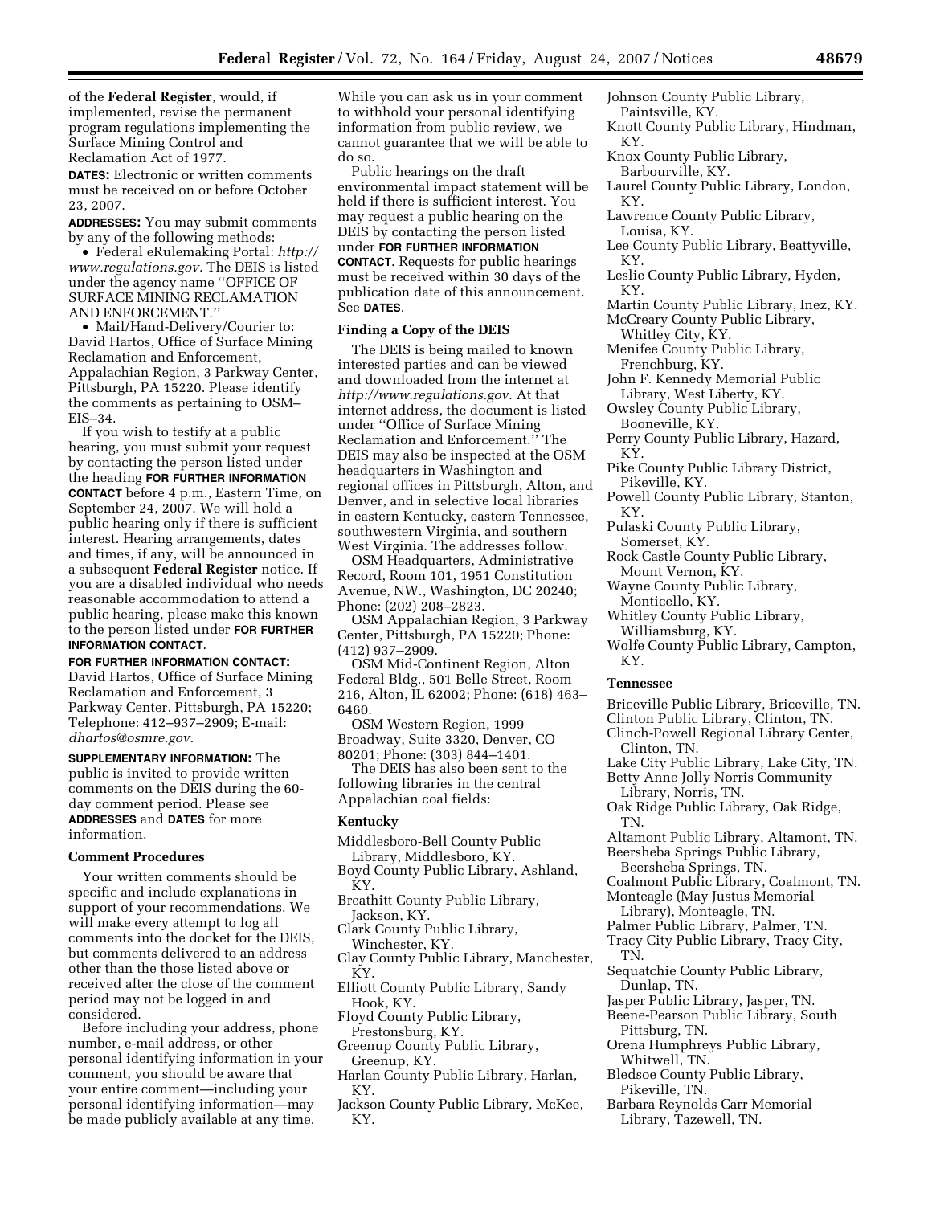of the **Federal Register**, would, if implemented, revise the permanent program regulations implementing the Surface Mining Control and Reclamation Act of 1977.

**DATES:** Electronic or written comments must be received on or before October 23, 2007.

**ADDRESSES:** You may submit comments by any of the following methods:

- Federal eRulemaking Portal: *http://www.regulations.gov.* The DEIS is listed under the agency name ''OFFICE OF SURFACE MINING RECLAMATION AND ENFORCEMENT.''
- Mail/Hand-Delivery/Courier to: David Hartos, Office of Surface Mining Reclamation and Enforcement, Appalachian Region, 3 Parkway Center, Pittsburgh, PA 15220. Please identify the comments as pertaining to OSM–EIS–34.

If you wish to testify at a public hearing, you must submit your request by contacting the person listed under the heading **FOR FURTHER INFORMATION CONTACT** before 4 p.m., Eastern Time, on September 24, 2007. We will hold a public hearing only if there is sufficient interest. Hearing arrangements, dates and times, if any, will be announced in a subsequent **Federal Register** notice. If you are a disabled individual who needs reasonable accommodation to attend a public hearing, please make this known to the person listed under **FOR FURTHER INFORMATION CONTACT**.

**FOR FURTHER INFORMATION CONTACT:** David Hartos, Office of Surface Mining Reclamation and Enforcement, 3 Parkway Center, Pittsburgh, PA 15220; Telephone: 412–937–2909; E-mail: *dhartos@osmre.gov.*

**SUPPLEMENTARY INFORMATION:** The public is invited to provide written comments on the DEIS during the 60-day comment period. Please see **ADDRESSES** and **DATES** for more information.

**Comment Procedures**

Your written comments should be specific and include explanations in support of your recommendations. We will make every attempt to log all comments into the docket for the DEIS, but comments delivered to an address other than the those listed above or received after the close of the comment period may not be logged in and considered.

Before including your address, phone number, e-mail address, or other personal identifying information in your comment, you should be aware that your entire comment—including your personal identifying information—may be made publicly available at any time. While you can ask us in your comment to withhold your personal identifying information from public review, we cannot guarantee that we will be able to do so.

Public hearings on the draft environmental impact statement will be held if there is sufficient interest. You may request a public hearing on the DEIS by contacting the person listed under **FOR FURTHER INFORMATION CONTACT**. Requests for public hearings must be received within 30 days of the publication date of this announcement. See **DATES**.

**Finding a Copy of the DEIS**

The DEIS is being mailed to known interested parties and can be viewed and downloaded from the internet at *http://www.regulations.gov.* At that internet address, the document is listed under ''Office of Surface Mining Reclamation and Enforcement.'' The DEIS may also be inspected at the OSM headquarters in Washington and regional offices in Pittsburgh, Alton, and Denver, and in selective local libraries in eastern Kentucky, eastern Tennessee, southwestern Virginia, and southern West Virginia. The addresses follow.

OSM Headquarters, Administrative Record, Room 101, 1951 Constitution Avenue, NW., Washington, DC 20240; Phone: (202) 208–2823.

OSM Appalachian Region, 3 Parkway Center, Pittsburgh, PA 15220; Phone: (412) 937–2909.

OSM Mid-Continent Region, Alton Federal Bldg., 501 Belle Street, Room 216, Alton, IL 62002; Phone: (618) 463–6460.

OSM Western Region, 1999 Broadway, Suite 3320, Denver, CO 80201; Phone: (303) 844–1401.

The DEIS has also been sent to the following libraries in the central Appalachian coal fields:

**Kentucky**

Middlesboro-Bell County Public Library, Middlesboro, KY.
Boyd County Public Library, Ashland, KY.
Breathitt County Public Library, Jackson, KY.
Clark County Public Library, Winchester, KY.
Clay County Public Library, Manchester, KY.
Elliott County Public Library, Sandy Hook, KY.
Floyd County Public Library, Prestonsburg, KY.
Greenup County Public Library, Greenup, KY.
Harlan County Public Library, Harlan, KY.
Jackson County Public Library, McKee, KY.
Johnson County Public Library, Paintsville, KY.
Knott County Public Library, Hindman, KY.
Knox County Public Library, Barbourville, KY.
Laurel County Public Library, London, KY.
Lawrence County Public Library, Louisa, KY.
Lee County Public Library, Beattyville, KY.
Leslie County Public Library, Hyden, KY.
Martin County Public Library, Inez, KY.
McCreary County Public Library, Whitley City, KY.
Menifee County Public Library, Frenchburg, KY.
John F. Kennedy Memorial Public Library, West Liberty, KY.
Owsley County Public Library, Booneville, KY.
Perry County Public Library, Hazard, KY.
Pike County Public Library District, Pikeville, KY.
Powell County Public Library, Stanton, KY.
Pulaski County Public Library, Somerset, KY.
Rock Castle County Public Library, Mount Vernon, KY.
Wayne County Public Library, Monticello, KY.
Whitley County Public Library, Williamsburg, KY.
Wolfe County Public Library, Campton, KY.

**Tennessee**

Briceville Public Library, Briceville, TN.
Clinton Public Library, Clinton, TN.
Clinch-Powell Regional Library Center, Clinton, TN.
Lake City Public Library, Lake City, TN.
Betty Anne Jolly Norris Community Library, Norris, TN.
Oak Ridge Public Library, Oak Ridge, TN.
Altamont Public Library, Altamont, TN.
Beersheba Springs Public Library, Beersheba Springs, TN.
Coalmont Public Library, Coalmont, TN.
Monteagle (May Justus Memorial Library), Monteagle, TN.
Palmer Public Library, Palmer, TN.
Tracy City Public Library, Tracy City, TN.
Sequatchie County Public Library, Dunlap, TN.
Jasper Public Library, Jasper, TN.
Beene-Pearson Public Library, South Pittsburg, TN.
Orena Humphreys Public Library, Whitwell, TN.
Bledsoe County Public Library, Pikeville, TN.
Barbara Reynolds Carr Memorial Library, Tazewell, TN.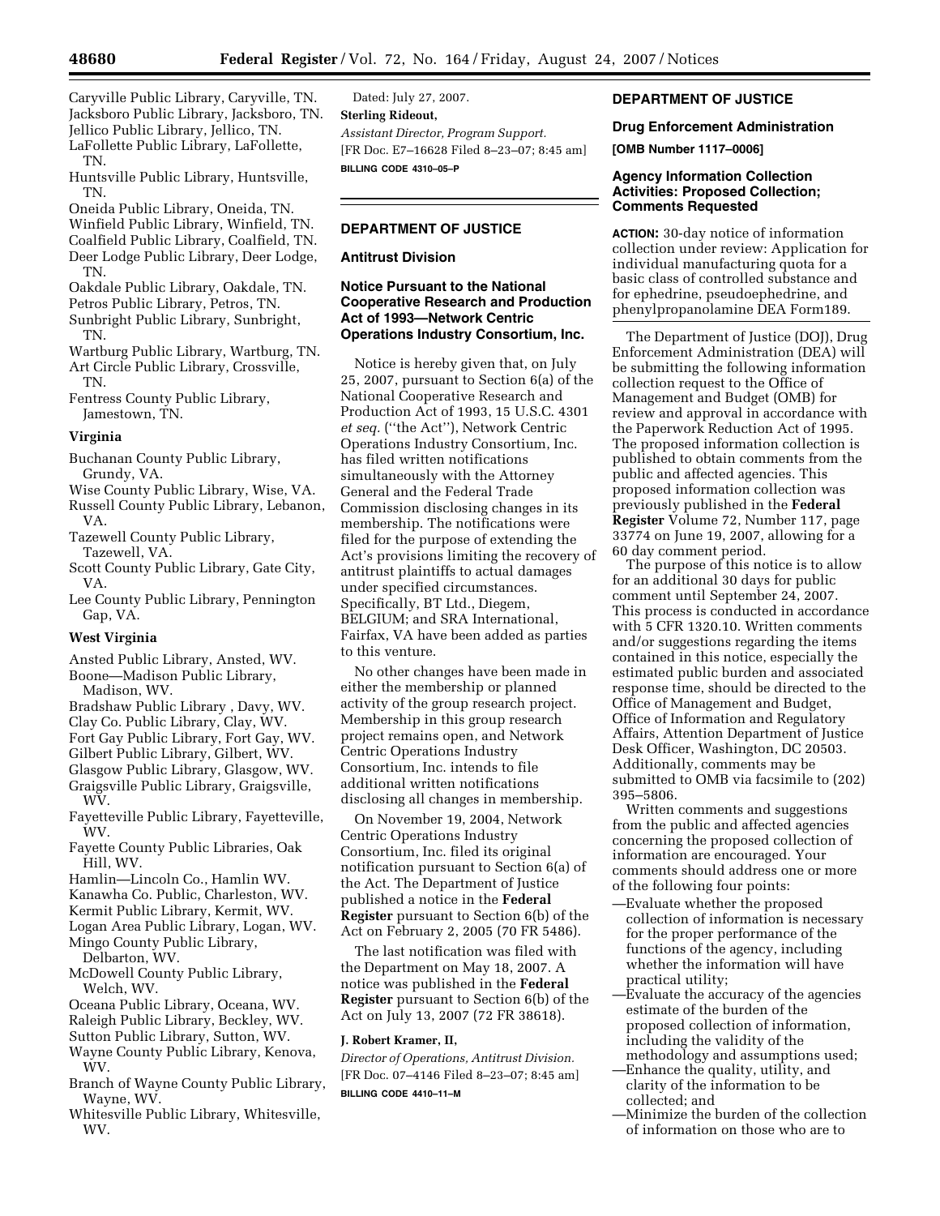Caryville Public Library, Caryville, TN.
Jacksboro Public Library, Jacksboro, TN.
Jellico Public Library, Jellico, TN.
LaFollette Public Library, LaFollette, TN.
Huntsville Public Library, Huntsville, TN.
Oneida Public Library, Oneida, TN.
Winfield Public Library, Winfield, TN.
Coalfield Public Library, Coalfield, TN.
Deer Lodge Public Library, Deer Lodge, TN.
Oakdale Public Library, Oakdale, TN.
Petros Public Library, Petros, TN.
Sunbright Public Library, Sunbright, TN.
Wartburg Public Library, Wartburg, TN.
Art Circle Public Library, Crossville, TN.
Fentress County Public Library, Jamestown, TN.

**Virginia**

Buchanan County Public Library, Grundy, VA.
Wise County Public Library, Wise, VA.
Russell County Public Library, Lebanon, VA.
Tazewell County Public Library, Tazewell, VA.
Scott County Public Library, Gate City, VA.
Lee County Public Library, Pennington Gap, VA.

**West Virginia**

Ansted Public Library, Ansted, WV.
Boone—Madison Public Library, Madison, WV.
Bradshaw Public Library , Davy, WV.
Clay Co. Public Library, Clay, WV.
Fort Gay Public Library, Fort Gay, WV.
Gilbert Public Library, Gilbert, WV.
Glasgow Public Library, Glasgow, WV.
Graigsville Public Library, Graigsville, WV.
Fayetteville Public Library, Fayetteville, WV.
Fayette County Public Libraries, Oak Hill, WV.
Hamlin—Lincoln Co., Hamlin WV.
Kanawha Co. Public, Charleston, WV.
Kermit Public Library, Kermit, WV.
Logan Area Public Library, Logan, WV.
Mingo County Public Library, Delbarton, WV.
McDowell County Public Library, Welch, WV.
Oceana Public Library, Oceana, WV.
Raleigh Public Library, Beckley, WV.
Sutton Public Library, Sutton, WV.
Wayne County Public Library, Kenova, WV.
Branch of Wayne County Public Library, Wayne, WV.
Whitesville Public Library, Whitesville, WV.

Dated: July 27, 2007.

**Sterling Rideout,**

*Assistant Director, Program Support.*

[FR Doc. E7–16628 Filed 8–23–07; 8:45 am]

**BILLING CODE 4310–05–P**

## DEPARTMENT OF JUSTICE

### Antitrust Division

### Notice Pursuant to the National Cooperative Research and Production Act of 1993—Network Centric Operations Industry Consortium, Inc.

Notice is hereby given that, on July 25, 2007, pursuant to Section 6(a) of the National Cooperative Research and Production Act of 1993, 15 U.S.C. 4301 *et seq.* (''the Act''), Network Centric Operations Industry Consortium, Inc. has filed written notifications simultaneously with the Attorney General and the Federal Trade Commission disclosing changes in its membership. The notifications were filed for the purpose of extending the Act's provisions limiting the recovery of antitrust plaintiffs to actual damages under specified circumstances. Specifically, BT Ltd., Diegem, BELGIUM; and SRA International, Fairfax, VA have been added as parties to this venture.

No other changes have been made in either the membership or planned activity of the group research project. Membership in this group research project remains open, and Network Centric Operations Industry Consortium, Inc. intends to file additional written notifications disclosing all changes in membership.

On November 19, 2004, Network Centric Operations Industry Consortium, Inc. filed its original notification pursuant to Section 6(a) of the Act. The Department of Justice published a notice in the **Federal Register** pursuant to Section 6(b) of the Act on February 2, 2005 (70 FR 5486).

The last notification was filed with the Department on May 18, 2007. A notice was published in the **Federal Register** pursuant to Section 6(b) of the Act on July 13, 2007 (72 FR 38618).

**J. Robert Kramer, II,**

*Director of Operations, Antitrust Division.*

[FR Doc. 07–4146 Filed 8–23–07; 8:45 am]

**BILLING CODE 4410–11–M**

## DEPARTMENT OF JUSTICE

### Drug Enforcement Administration

**[OMB Number 1117–0006]**

### Agency Information Collection Activities: Proposed Collection; Comments Requested

**ACTION:** 30-day notice of information collection under review: Application for individual manufacturing quota for a basic class of controlled substance and for ephedrine, pseudoephedrine, and phenylpropanolamine DEA Form189.

The Department of Justice (DOJ), Drug Enforcement Administration (DEA) will be submitting the following information collection request to the Office of Management and Budget (OMB) for review and approval in accordance with the Paperwork Reduction Act of 1995. The proposed information collection is published to obtain comments from the public and affected agencies. This proposed information collection was previously published in the **Federal Register** Volume 72, Number 117, page 33774 on June 19, 2007, allowing for a 60 day comment period.

The purpose of this notice is to allow for an additional 30 days for public comment until September 24, 2007. This process is conducted in accordance with 5 CFR 1320.10. Written comments and/or suggestions regarding the items contained in this notice, especially the estimated public burden and associated response time, should be directed to the Office of Management and Budget, Office of Information and Regulatory Affairs, Attention Department of Justice Desk Officer, Washington, DC 20503. Additionally, comments may be submitted to OMB via facsimile to (202) 395–5806.

Written comments and suggestions from the public and affected agencies concerning the proposed collection of information are encouraged. Your comments should address one or more of the following four points:

—Evaluate whether the proposed collection of information is necessary for the proper performance of the functions of the agency, including whether the information will have practical utility;
—Evaluate the accuracy of the agencies estimate of the burden of the proposed collection of information, including the validity of the methodology and assumptions used;
—Enhance the quality, utility, and clarity of the information to be collected; and
—Minimize the burden of the collection of information on those who are to